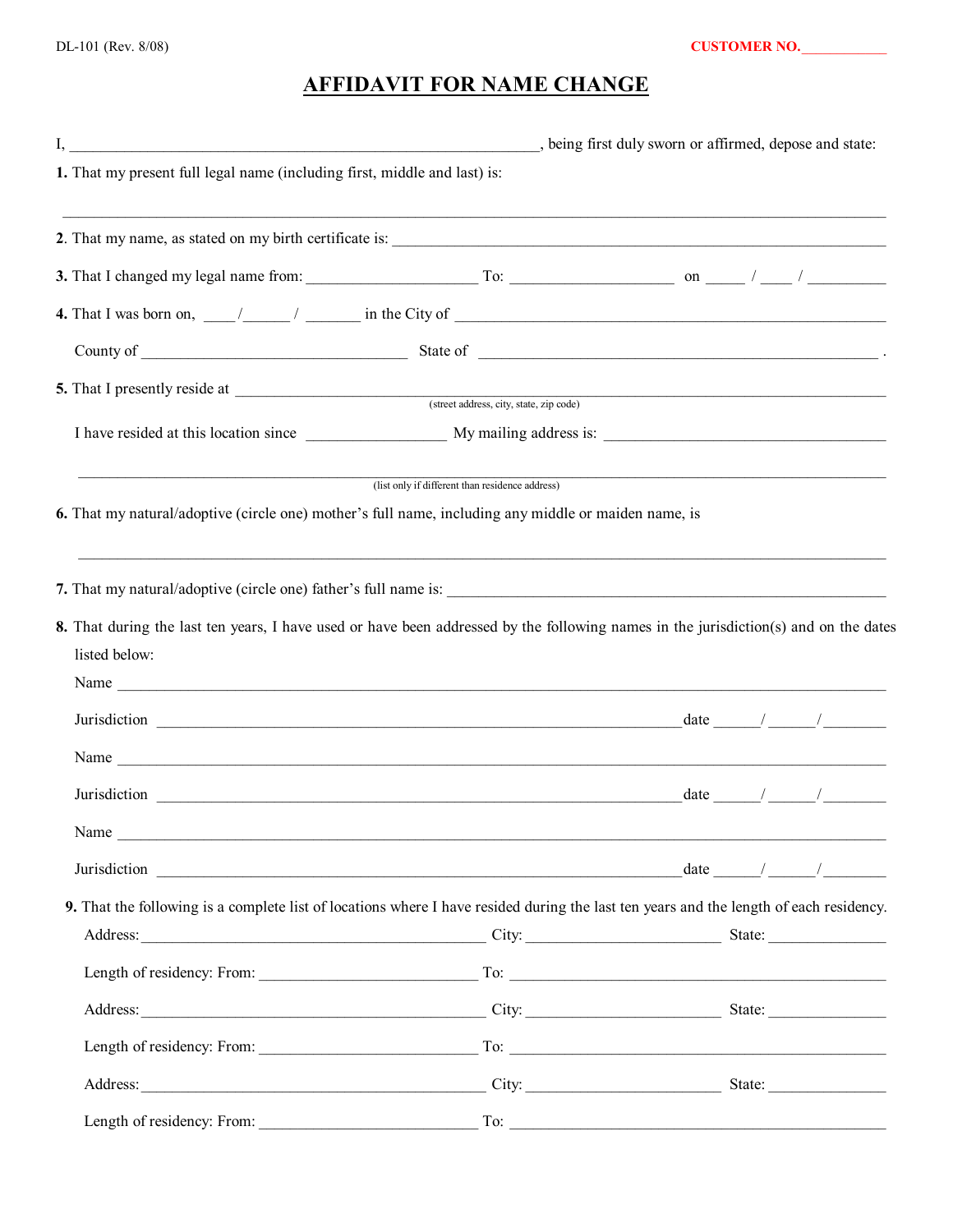DL-101 (Rev. 8/08)

**CUSTOMER NO.** ____________

# AFFIDAVIT FOR NAME CHANGE

I, ______________________________________________________________, being first duly sworn or affirmed, depose and state:

**1.** That my present full legal name (including first, middle and last) is:

______________________________________________________________________________________________

**2**. That my name, as stated on my birth certificate is: ______________________________________________________________

**3.** That I changed my legal name from: ______________________ To: ____________________ on _____ / ____ / __________

**4.** That I was born on, ____/______ / _______ in the City of ________________________________________________________

County of _________________________________ State of __________________________________________________ .

**5.** That I presently reside at ______________________________________________________________________________
(street address, city, state, zip code)

I have resided at this location since __________________ My mailing address is: _____________________________________

______________________________________________________________________________________________
(list only if different than residence address)

**6.** That my natural/adoptive (circle one) mother's full name, including any middle or maiden name, is

______________________________________________________________________________________________

**7.** That my natural/adoptive (circle one) father's full name is: __________________________________________________________

**8.** That during the last ten years, I have used or have been addressed by the following names in the jurisdiction(s) and on the dates listed below:

Name ____________________________________________________________________________________________

Jurisdiction ___________________________________________________________________ date ______/ ______/ ________

Name ____________________________________________________________________________________________

Jurisdiction ___________________________________________________________________ date ______/ ______/ ________

Name ____________________________________________________________________________________________

Jurisdiction ___________________________________________________________________ date ______/ ______/ ________

**9.** That the following is a complete list of locations where I have resided during the last ten years and the length of each residency.

Address: ____________________________________________ City: ________________________ State: _______________

Length of residency: From: ____________________________ To: _________________________________________________

Address: ____________________________________________ City: ________________________ State: _______________

Length of residency: From: ____________________________ To: _________________________________________________

Address: ____________________________________________ City: ________________________ State: _______________

Length of residency: From: ____________________________ To: _________________________________________________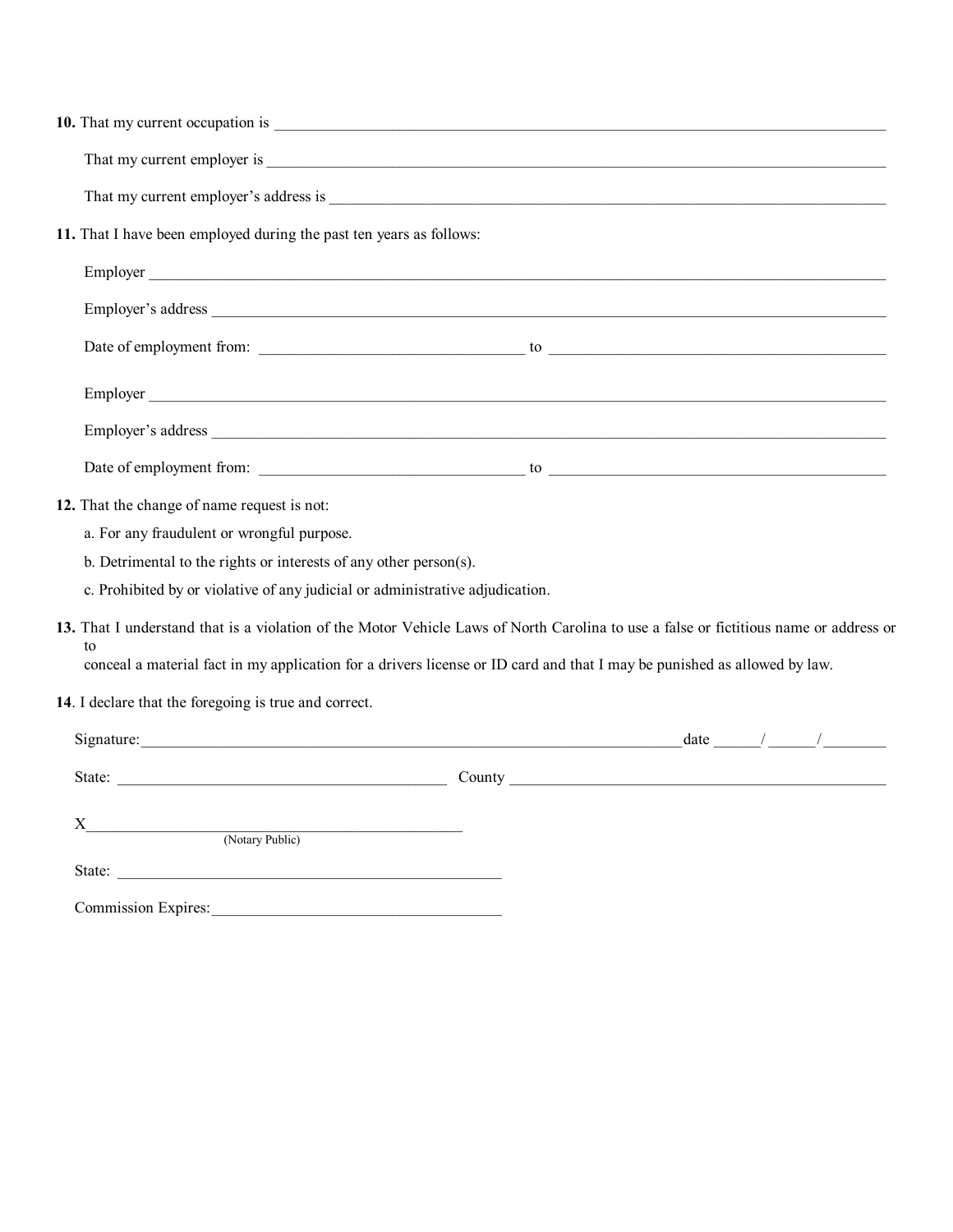**10.** That my current occupation is ___________________________________________________________________________

That my current employer is ___________________________________________________________________________

That my current employer's address is ____________________________________________________________________

**11.** That I have been employed during the past ten years as follows:

Employer ________________________________________________________________________________________

Employer's address ________________________________________________________________________________

Date of employment from: ________________________________ to ___________________________________________

Employer ________________________________________________________________________________________

Employer's address ________________________________________________________________________________

Date of employment from: ________________________________ to ___________________________________________

**12.** That the change of name request is not:

a. For any fraudulent or wrongful purpose.

b. Detrimental to the rights or interests of any other person(s).

c. Prohibited by or violative of any judicial or administrative adjudication.

**13.** That I understand that is a violation of the Motor Vehicle Laws of North Carolina to use a false or fictitious name or address or to
conceal a material fact in my application for a drivers license or ID card and that I may be punished as allowed by law.

**14**. I declare that the foregoing is true and correct.

Signature:_______________________________________________________________________ date ______/ ______/ ________

State: __________________________________________ County _________________________________________________

X_______________________________________________
(Notary Public)

State: _________________________________________________

Commission Expires:_____________________________________